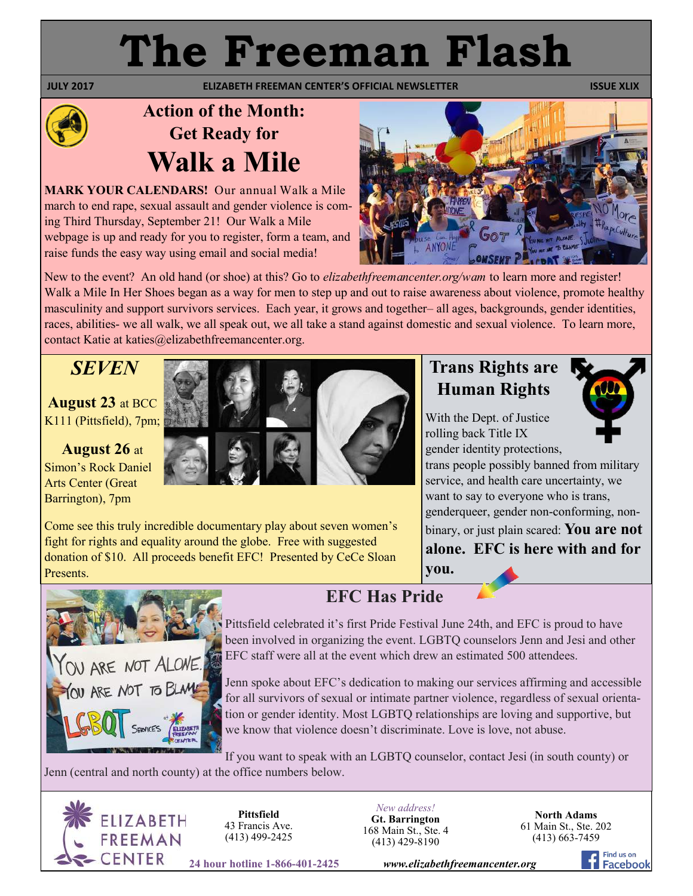# The Freeman Flash

**JULY 2017** — **ELIZABETH FREEMAN CENTER'S OFFICIAL NEWSLETTER** — **ISSUE XLIX**

## Action of the Month: Get Ready for Walk a Mile

**MARK YOUR CALENDARS!** Our annual Walk a Mile march to end rape, sexual assault and gender violence is coming Third Thursday, September 21! Our Walk a Mile webpage is up and ready for you to register, form a team, and raise funds the easy way using email and social media!

New to the event? An old hand (or shoe) at this? Go to *elizabethfreemancenter.org/wam* to learn more and register! Walk a Mile In Her Shoes began as a way for men to step up and out to raise awareness about violence, promote healthy masculinity and support survivors services. Each year, it grows and together– all ages, backgrounds, gender identities, races, abilities- we all walk, we all speak out, we all take a stand against domestic and sexual violence. To learn more, contact Katie at katies@elizabethfreemancenter.org.

## *SEVEN*

**August 23** at BCC K111 (Pittsfield), 7pm;

**August 26** at Simon's Rock Daniel Arts Center (Great Barrington), 7pm

Come see this truly incredible documentary play about seven women's fight for rights and equality around the globe. Free with suggested donation of $10. All proceeds benefit EFC! Presented by CeCe Sloan Presents.

## Trans Rights are Human Rights

With the Dept. of Justice rolling back Title IX gender identity protections, trans people possibly banned from military service, and health care uncertainty, we want to say to everyone who is trans, genderqueer, gender non-conforming, non-binary, or just plain scared: **You are not alone. EFC is here with and for you.**

## EFC Has Pride

Pittsfield celebrated it's first Pride Festival June 24th, and EFC is proud to have been involved in organizing the event. LGBTQ counselors Jenn and Jesi and other EFC staff were all at the event which drew an estimated 500 attendees.

Jenn spoke about EFC's dedication to making our services affirming and accessible for all survivors of sexual or intimate partner violence, regardless of sexual orientation or gender identity. Most LGBTQ relationships are loving and supportive, but we know that violence doesn't discriminate. Love is love, not abuse.

If you want to speak with an LGBTQ counselor, contact Jesi (in south county) or Jenn (central and north county) at the office numbers below.

---

ELIZABETH FREEMAN CENTER

**Pittsfield**
43 Francis Ave.
(413) 499-2425

*New address!*
**Gt. Barrington**
168 Main St., Ste. 4
(413) 429-8190

**North Adams**
61 Main St., Ste. 202
(413) 663-7459

**24 hour hotline 1-866-401-2425**

*www.elizabethfreemancenter.org*

Find us on Facebook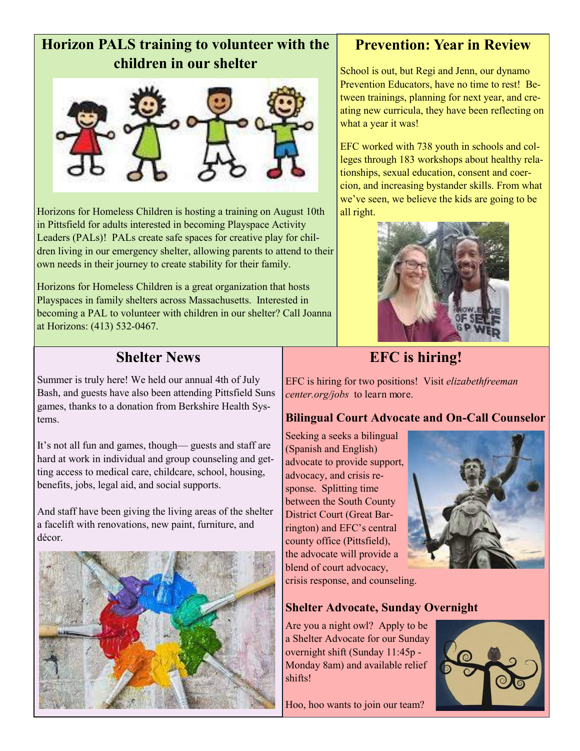## Horizon PALS training to volunteer with the children in our shelter

Horizons for Homeless Children is hosting a training on August 10th in Pittsfield for adults interested in becoming Playspace Activity Leaders (PALs)! PALs create safe spaces for creative play for children living in our emergency shelter, allowing parents to attend to their own needs in their journey to create stability for their family.

Horizons for Homeless Children is a great organization that hosts Playspaces in family shelters across Massachusetts. Interested in becoming a PAL to volunteer with children in our shelter? Call Joanna at Horizons: (413) 532-0467.

## Prevention: Year in Review

School is out, but Regi and Jenn, our dynamo Prevention Educators, have no time to rest! Between trainings, planning for next year, and creating new curricula, they have been reflecting on what a year it was!

EFC worked with 738 youth in schools and colleges through 183 workshops about healthy relationships, sexual education, consent and coercion, and increasing bystander skills. From what we've seen, we believe the kids are going to be all right.

## Shelter News

Summer is truly here! We held our annual 4th of July Bash, and guests have also been attending Pittsfield Suns games, thanks to a donation from Berkshire Health Systems.

It's not all fun and games, though— guests and staff are hard at work in individual and group counseling and getting access to medical care, childcare, school, housing, benefits, jobs, legal aid, and social supports.

And staff have been giving the living areas of the shelter a facelift with renovations, new paint, furniture, and décor.

## EFC is hiring!

EFC is hiring for two positions! Visit *elizabethfreeman center.org/jobs* to learn more.

### Bilingual Court Advocate and On-Call Counselor

Seeking a seeks a bilingual (Spanish and English) advocate to provide support, advocacy, and crisis response. Splitting time between the South County District Court (Great Barrington) and EFC's central county office (Pittsfield), the advocate will provide a blend of court advocacy, crisis response, and counseling.

### Shelter Advocate, Sunday Overnight

Are you a night owl? Apply to be a Shelter Advocate for our Sunday overnight shift (Sunday 11:45p - Monday 8am) and available relief shifts!

Hoo, hoo wants to join our team?